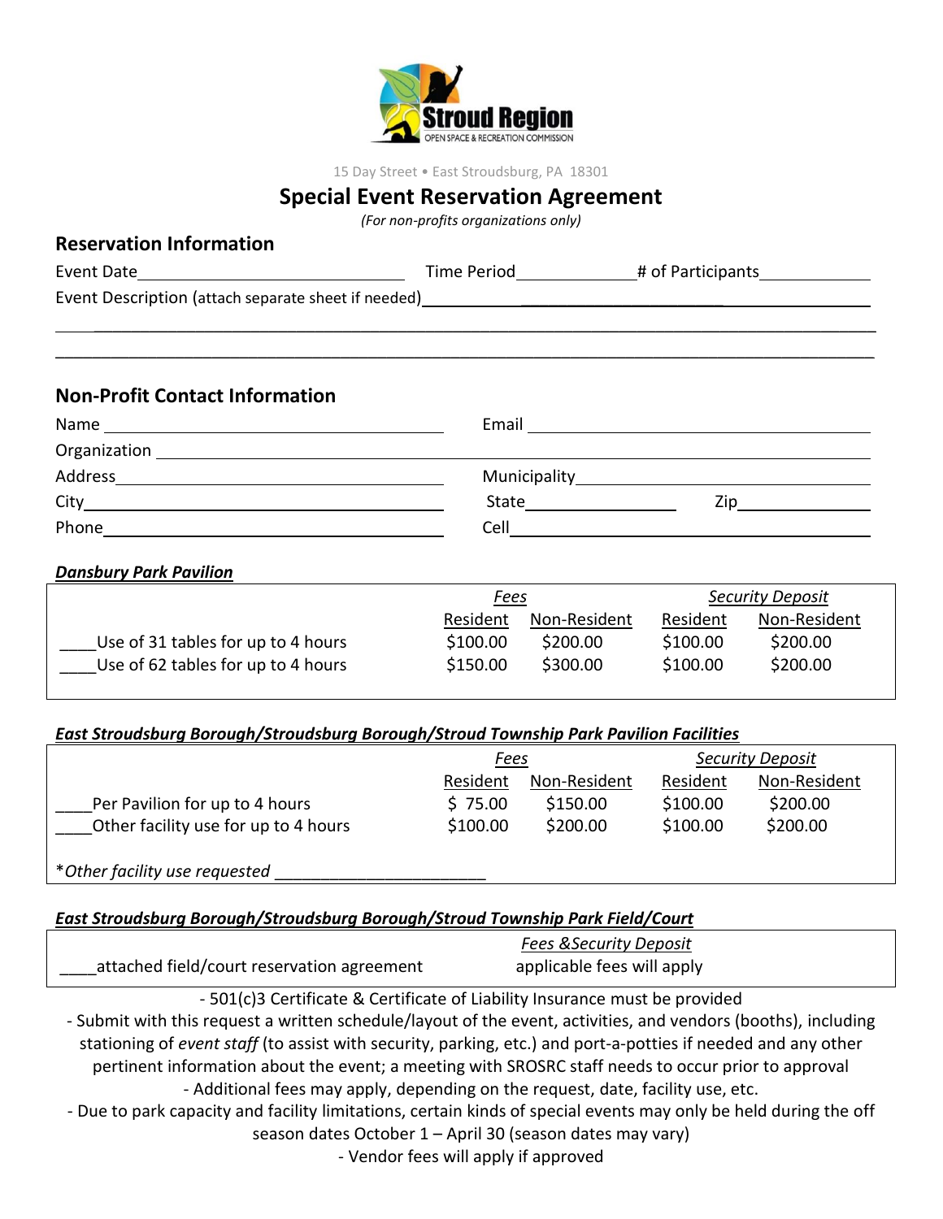Stroud Region
OPEN SPACE & RECREATION COMMISSION

15 Day Street • East Stroudsburg, PA 18301

# Special Event Reservation Agreement

*(For non-profits organizations only)*

## Reservation Information

Event Date______________________________ Time Period_____________ # of Participants_____________

Event Description (attach separate sheet if needed)____________________________________________

_____________________________________________________________________________________

_____________________________________________________________________________________

## Non-Profit Contact Information

Name ______________________________________ Email ______________________________________

Organization ___________________________________________________________________________

Address ____________________________________ Municipality_______________________________

City_______________________________________ State________________ Zip_______________

Phone______________________________________ Cell_____________________________________

***Dansbury Park Pavilion***

| | *Fees* | | *Security Deposit* | |
|---|---|---|---|---|
| | Resident | Non-Resident | Resident | Non-Resident |
| ____Use of 31 tables for up to 4 hours | $100.00 | $200.00 | $100.00 | $200.00 |
| ____Use of 62 tables for up to 4 hours | $150.00 | $300.00 | $100.00 | $200.00 |

***East Stroudsburg Borough/Stroudsburg Borough/Stroud Township Park Pavilion Facilities***

| | *Fees* | | *Security Deposit* | |
|---|---|---|---|---|
| | Resident | Non-Resident | Resident | Non-Resident |
| ____Per Pavilion for up to 4 hours | $ 75.00 | $150.00 | $100.00 | $200.00 |
| ____Other facility use for up to 4 hours | $100.00 | $200.00 | $100.00 | $200.00 |

*\*Other facility use requested* ______________________

***East Stroudsburg Borough/Stroudsburg Borough/Stroud Township Park Field/Court***

| | *Fees &Security Deposit* |
|---|---|
| ____attached field/court reservation agreement | applicable fees will apply |

- 501(c)3 Certificate & Certificate of Liability Insurance must be provided
- Submit with this request a written schedule/layout of the event, activities, and vendors (booths), including stationing of *event staff* (to assist with security, parking, etc.) and port-a-potties if needed and any other pertinent information about the event; a meeting with SROSRC staff needs to occur prior to approval
- Additional fees may apply, depending on the request, date, facility use, etc.
- Due to park capacity and facility limitations, certain kinds of special events may only be held during the off season dates October 1 – April 30 (season dates may vary)
- Vendor fees will apply if approved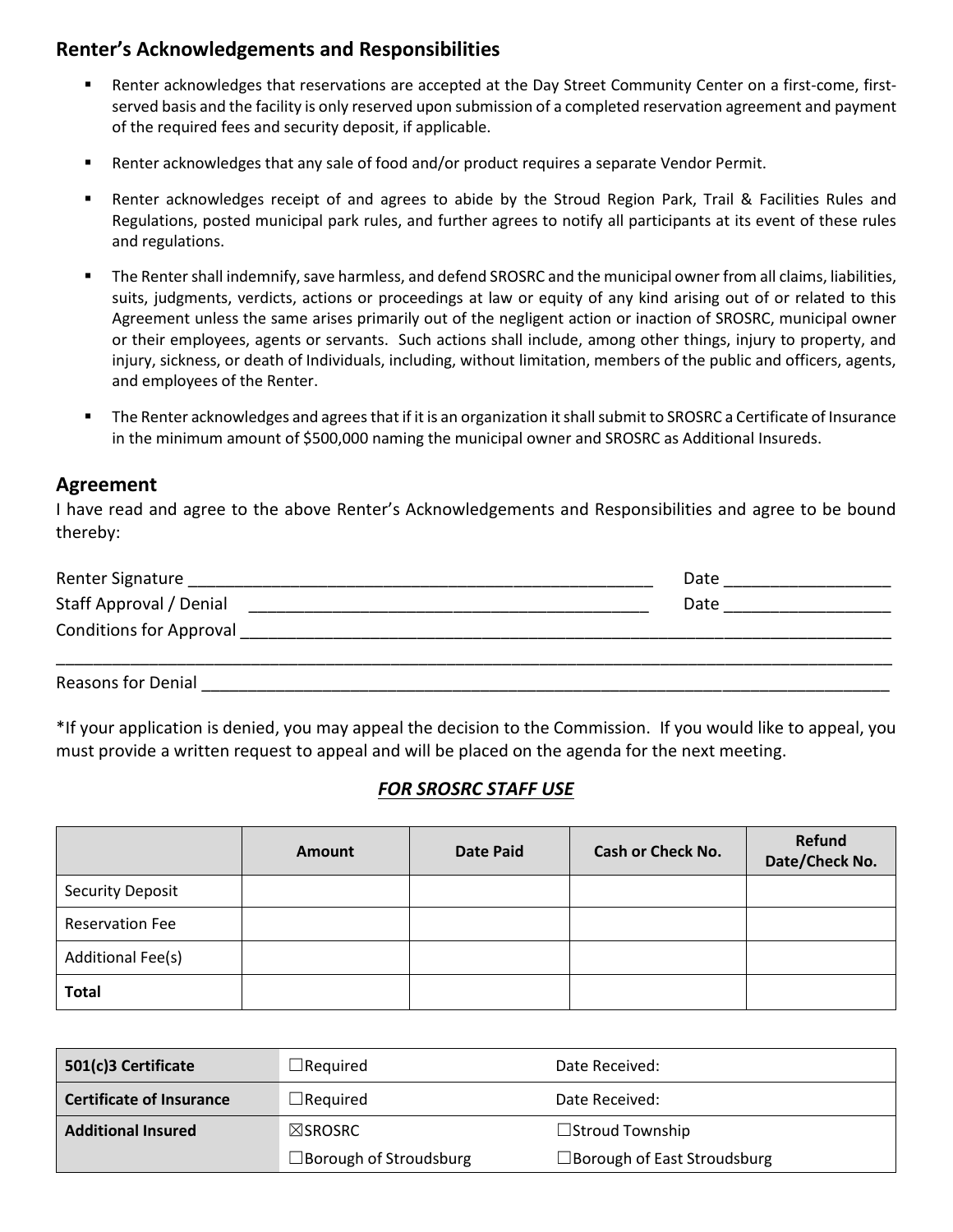## Renter's Acknowledgements and Responsibilities

- Renter acknowledges that reservations are accepted at the Day Street Community Center on a first-come, first-served basis and the facility is only reserved upon submission of a completed reservation agreement and payment of the required fees and security deposit, if applicable.
- Renter acknowledges that any sale of food and/or product requires a separate Vendor Permit.
- Renter acknowledges receipt of and agrees to abide by the Stroud Region Park, Trail & Facilities Rules and Regulations, posted municipal park rules, and further agrees to notify all participants at its event of these rules and regulations.
- The Renter shall indemnify, save harmless, and defend SROSRC and the municipal owner from all claims, liabilities, suits, judgments, verdicts, actions or proceedings at law or equity of any kind arising out of or related to this Agreement unless the same arises primarily out of the negligent action or inaction of SROSRC, municipal owner or their employees, agents or servants. Such actions shall include, among other things, injury to property, and injury, sickness, or death of Individuals, including, without limitation, members of the public and officers, agents, and employees of the Renter.
- The Renter acknowledges and agrees that if it is an organization it shall submit to SROSRC a Certificate of Insurance in the minimum amount of $500,000 naming the municipal owner and SROSRC as Additional Insureds.

## Agreement

I have read and agree to the above Renter's Acknowledgements and Responsibilities and agree to be bound thereby:

Renter Signature ____________________________________________________ Date __________________

Staff Approval / Denial _____________________________________________ Date __________________

Conditions for Approval ___________________________________________________________________________

_____________________________________________________________________________________________

Reasons for Denial ________________________________________________________________________________

*If your application is denied, you may appeal the decision to the Commission. If you would like to appeal, you must provide a written request to appeal and will be placed on the agenda for the next meeting.

### ***FOR SROSRC STAFF USE***

| | Amount | Date Paid | Cash or Check No. | Refund Date/Check No. |
|---|---|---|---|---|
| Security Deposit | | | | |
| Reservation Fee | | | | |
| Additional Fee(s) | | | | |
| **Total** | | | | |

| | | |
|---|---|---|
| **501(c)3 Certificate** | ☐Required | Date Received: |
| **Certificate of Insurance** | ☐Required | Date Received: |
| **Additional Insured** | ☒SROSRC | ☐Stroud Township |
| | ☐Borough of Stroudsburg | ☐Borough of East Stroudsburg |